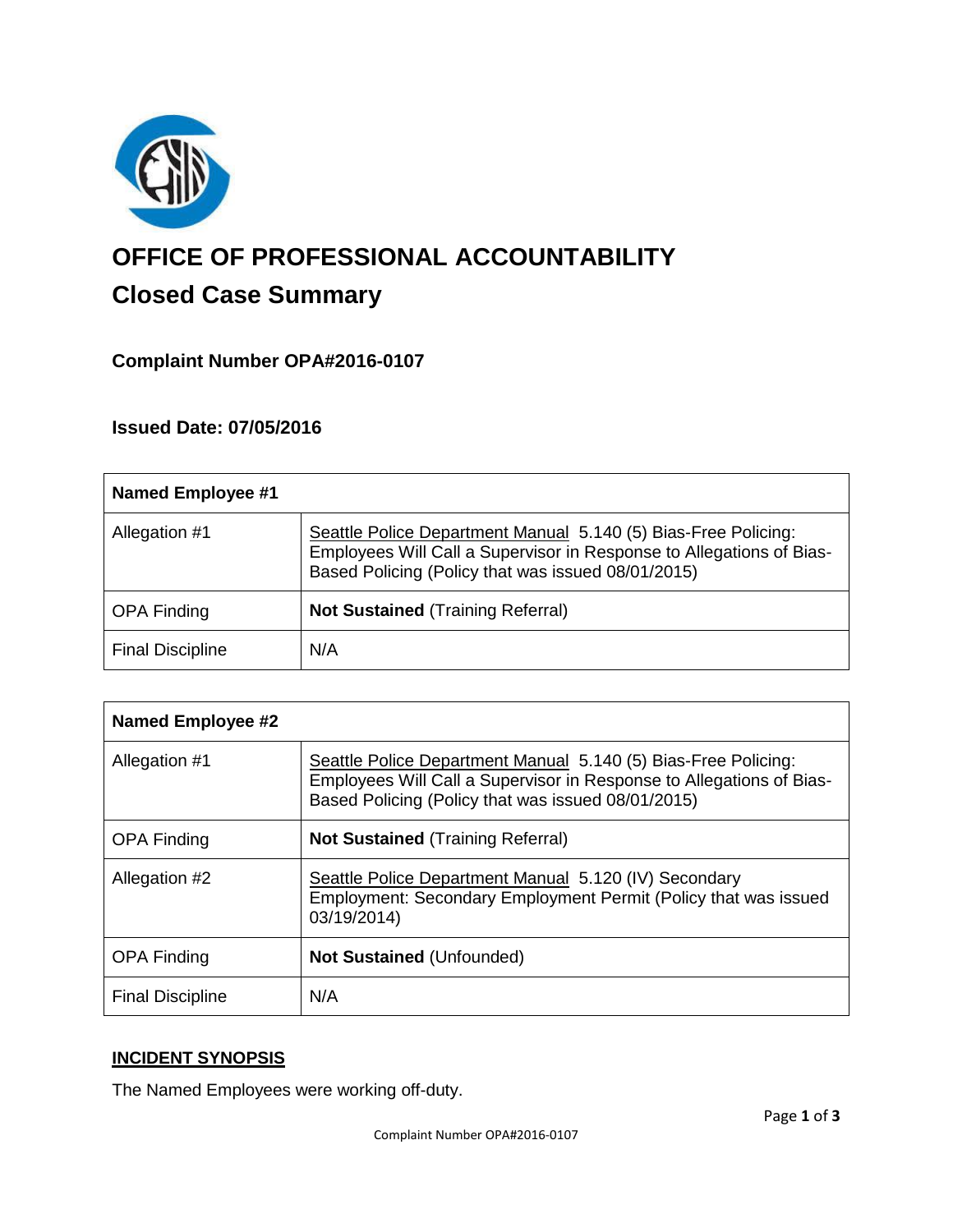# OFFICE OF PROFESSIONAL ACCOUNTABILITY

## Closed Case Summary

### Complaint Number OPA#2016-0107

### Issued Date: 07/05/2016

| Named Employee #1 | |
|---|---|
| Allegation #1 | Seattle Police Department Manual 5.140 (5) Bias-Free Policing: Employees Will Call a Supervisor in Response to Allegations of Bias-Based Policing (Policy that was issued 08/01/2015) |
| OPA Finding | **Not Sustained** (Training Referral) |
| Final Discipline | N/A |

| Named Employee #2 | |
|---|---|
| Allegation #1 | Seattle Police Department Manual 5.140 (5) Bias-Free Policing: Employees Will Call a Supervisor in Response to Allegations of Bias-Based Policing (Policy that was issued 08/01/2015) |
| OPA Finding | **Not Sustained** (Training Referral) |
| Allegation #2 | Seattle Police Department Manual 5.120 (IV) Secondary Employment: Secondary Employment Permit (Policy that was issued 03/19/2014) |
| OPA Finding | **Not Sustained** (Unfounded) |
| Final Discipline | N/A |

## INCIDENT SYNOPSIS

The Named Employees were working off-duty.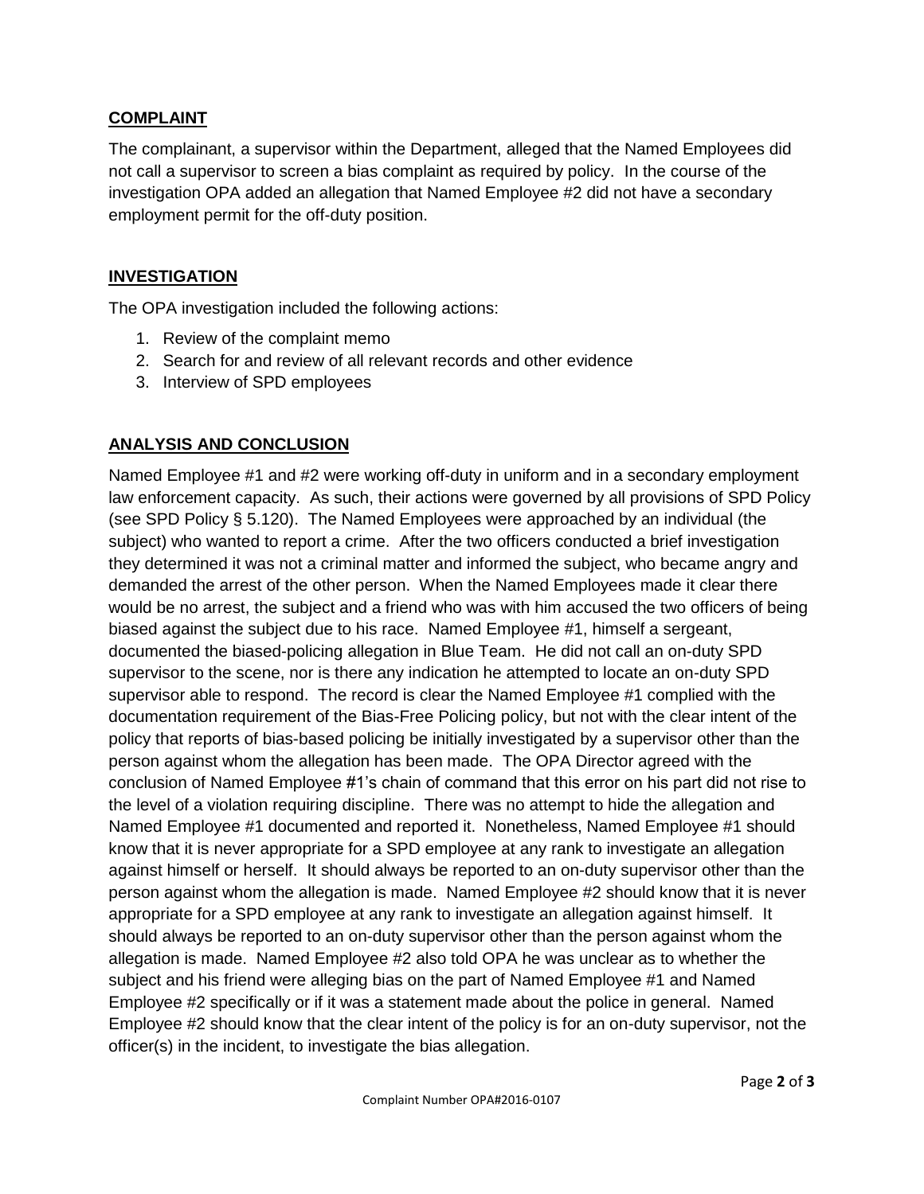## COMPLAINT

The complainant, a supervisor within the Department, alleged that the Named Employees did not call a supervisor to screen a bias complaint as required by policy. In the course of the investigation OPA added an allegation that Named Employee #2 did not have a secondary employment permit for the off-duty position.

## INVESTIGATION

The OPA investigation included the following actions:

1. Review of the complaint memo
2. Search for and review of all relevant records and other evidence
3. Interview of SPD employees

## ANALYSIS AND CONCLUSION

Named Employee #1 and #2 were working off-duty in uniform and in a secondary employment law enforcement capacity. As such, their actions were governed by all provisions of SPD Policy (see SPD Policy § 5.120). The Named Employees were approached by an individual (the subject) who wanted to report a crime. After the two officers conducted a brief investigation they determined it was not a criminal matter and informed the subject, who became angry and demanded the arrest of the other person. When the Named Employees made it clear there would be no arrest, the subject and a friend who was with him accused the two officers of being biased against the subject due to his race. Named Employee #1, himself a sergeant, documented the biased-policing allegation in Blue Team. He did not call an on-duty SPD supervisor to the scene, nor is there any indication he attempted to locate an on-duty SPD supervisor able to respond. The record is clear the Named Employee #1 complied with the documentation requirement of the Bias-Free Policing policy, but not with the clear intent of the policy that reports of bias-based policing be initially investigated by a supervisor other than the person against whom the allegation has been made. The OPA Director agreed with the conclusion of Named Employee #1's chain of command that this error on his part did not rise to the level of a violation requiring discipline. There was no attempt to hide the allegation and Named Employee #1 documented and reported it. Nonetheless, Named Employee #1 should know that it is never appropriate for a SPD employee at any rank to investigate an allegation against himself or herself. It should always be reported to an on-duty supervisor other than the person against whom the allegation is made. Named Employee #2 should know that it is never appropriate for a SPD employee at any rank to investigate an allegation against himself. It should always be reported to an on-duty supervisor other than the person against whom the allegation is made. Named Employee #2 also told OPA he was unclear as to whether the subject and his friend were alleging bias on the part of Named Employee #1 and Named Employee #2 specifically or if it was a statement made about the police in general. Named Employee #2 should know that the clear intent of the policy is for an on-duty supervisor, not the officer(s) in the incident, to investigate the bias allegation.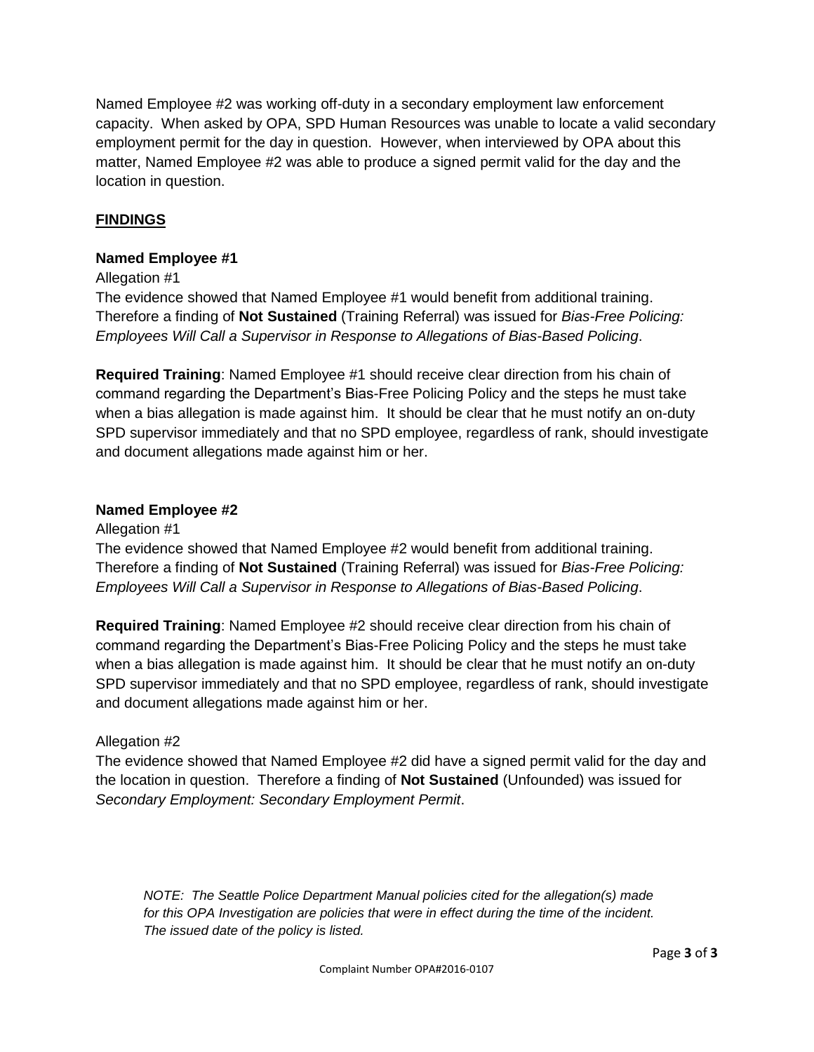Named Employee #2 was working off-duty in a secondary employment law enforcement capacity. When asked by OPA, SPD Human Resources was unable to locate a valid secondary employment permit for the day in question. However, when interviewed by OPA about this matter, Named Employee #2 was able to produce a signed permit valid for the day and the location in question.

## FINDINGS

**Named Employee #1**

Allegation #1
The evidence showed that Named Employee #1 would benefit from additional training. Therefore a finding of **Not Sustained** (Training Referral) was issued for *Bias-Free Policing: Employees Will Call a Supervisor in Response to Allegations of Bias-Based Policing*.

**Required Training**: Named Employee #1 should receive clear direction from his chain of command regarding the Department's Bias-Free Policing Policy and the steps he must take when a bias allegation is made against him. It should be clear that he must notify an on-duty SPD supervisor immediately and that no SPD employee, regardless of rank, should investigate and document allegations made against him or her.

**Named Employee #2**

Allegation #1
The evidence showed that Named Employee #2 would benefit from additional training. Therefore a finding of **Not Sustained** (Training Referral) was issued for *Bias-Free Policing: Employees Will Call a Supervisor in Response to Allegations of Bias-Based Policing*.

**Required Training**: Named Employee #2 should receive clear direction from his chain of command regarding the Department's Bias-Free Policing Policy and the steps he must take when a bias allegation is made against him. It should be clear that he must notify an on-duty SPD supervisor immediately and that no SPD employee, regardless of rank, should investigate and document allegations made against him or her.

Allegation #2
The evidence showed that Named Employee #2 did have a signed permit valid for the day and the location in question. Therefore a finding of **Not Sustained** (Unfounded) was issued for *Secondary Employment: Secondary Employment Permit*.

*NOTE: The Seattle Police Department Manual policies cited for the allegation(s) made for this OPA Investigation are policies that were in effect during the time of the incident. The issued date of the policy is listed.*

Complaint Number OPA#2016-0107